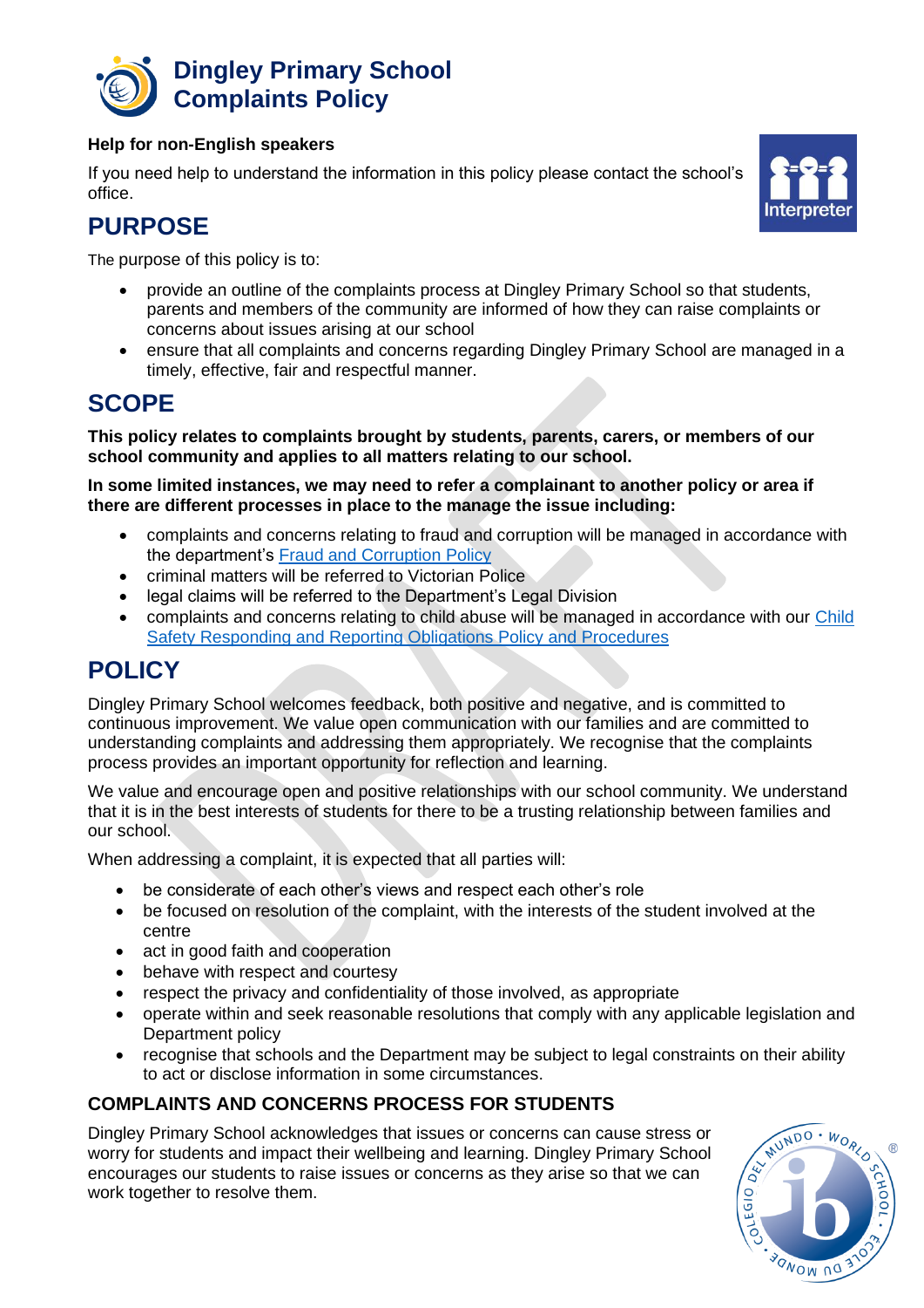# Dingley Primary School Complaints Policy

**Help for non-English speakers**

If you need help to understand the information in this policy please contact the school's office.

## PURPOSE

The purpose of this policy is to:

- provide an outline of the complaints process at Dingley Primary School so that students, parents and members of the community are informed of how they can raise complaints or concerns about issues arising at our school
- ensure that all complaints and concerns regarding Dingley Primary School are managed in a timely, effective, fair and respectful manner.

## SCOPE

**This policy relates to complaints brought by students, parents, carers, or members of our school community and applies to all matters relating to our school.**

**In some limited instances, we may need to refer a complainant to another policy or area if there are different processes in place to the manage the issue including:**

- complaints and concerns relating to fraud and corruption will be managed in accordance with the department's Fraud and Corruption Policy
- criminal matters will be referred to Victorian Police
- legal claims will be referred to the Department's Legal Division
- complaints and concerns relating to child abuse will be managed in accordance with our Child Safety Responding and Reporting Obligations Policy and Procedures

## POLICY

Dingley Primary School welcomes feedback, both positive and negative, and is committed to continuous improvement. We value open communication with our families and are committed to understanding complaints and addressing them appropriately. We recognise that the complaints process provides an important opportunity for reflection and learning.

We value and encourage open and positive relationships with our school community. We understand that it is in the best interests of students for there to be a trusting relationship between families and our school.

When addressing a complaint, it is expected that all parties will:

- be considerate of each other's views and respect each other's role
- be focused on resolution of the complaint, with the interests of the student involved at the centre
- act in good faith and cooperation
- behave with respect and courtesy
- respect the privacy and confidentiality of those involved, as appropriate
- operate within and seek reasonable resolutions that comply with any applicable legislation and Department policy
- recognise that schools and the Department may be subject to legal constraints on their ability to act or disclose information in some circumstances.

### COMPLAINTS AND CONCERNS PROCESS FOR STUDENTS

Dingley Primary School acknowledges that issues or concerns can cause stress or worry for students and impact their wellbeing and learning. Dingley Primary School encourages our students to raise issues or concerns as they arise so that we can work together to resolve them.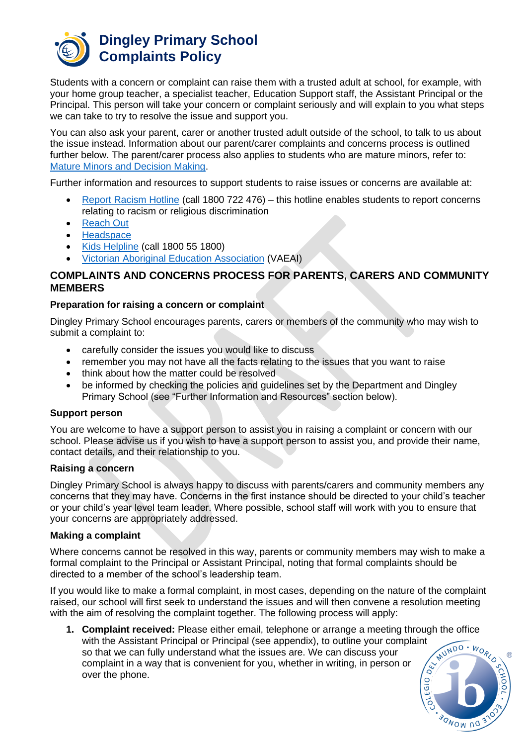# Dingley Primary School Complaints Policy

Students with a concern or complaint can raise them with a trusted adult at school, for example, with your home group teacher, a specialist teacher, Education Support staff, the Assistant Principal or the Principal. This person will take your concern or complaint seriously and will explain to you what steps we can take to try to resolve the issue and support you.

You can also ask your parent, carer or another trusted adult outside of the school, to talk to us about the issue instead. Information about our parent/carer complaints and concerns process is outlined further below. The parent/carer process also applies to students who are mature minors, refer to: Mature Minors and Decision Making.

Further information and resources to support students to raise issues or concerns are available at:

- Report Racism Hotline (call 1800 722 476) – this hotline enables students to report concerns relating to racism or religious discrimination
- Reach Out
- Headspace
- Kids Helpline (call 1800 55 1800)
- Victorian Aboriginal Education Association (VAEAI)

## COMPLAINTS AND CONCERNS PROCESS FOR PARENTS, CARERS AND COMMUNITY MEMBERS

### Preparation for raising a concern or complaint

Dingley Primary School encourages parents, carers or members of the community who may wish to submit a complaint to:

- carefully consider the issues you would like to discuss
- remember you may not have all the facts relating to the issues that you want to raise
- think about how the matter could be resolved
- be informed by checking the policies and guidelines set by the Department and Dingley Primary School (see "Further Information and Resources" section below).

### Support person

You are welcome to have a support person to assist you in raising a complaint or concern with our school. Please advise us if you wish to have a support person to assist you, and provide their name, contact details, and their relationship to you.

### Raising a concern

Dingley Primary School is always happy to discuss with parents/carers and community members any concerns that they may have. Concerns in the first instance should be directed to your child's teacher or your child's year level team leader. Where possible, school staff will work with you to ensure that your concerns are appropriately addressed.

### Making a complaint

Where concerns cannot be resolved in this way, parents or community members may wish to make a formal complaint to the Principal or Assistant Principal, noting that formal complaints should be directed to a member of the school's leadership team.

If you would like to make a formal complaint, in most cases, depending on the nature of the complaint raised, our school will first seek to understand the issues and will then convene a resolution meeting with the aim of resolving the complaint together. The following process will apply:

1. **Complaint received:** Please either email, telephone or arrange a meeting through the office with the Assistant Principal or Principal (see appendix), to outline your complaint so that we can fully understand what the issues are. We can discuss your complaint in a way that is convenient for you, whether in writing, in person or over the phone.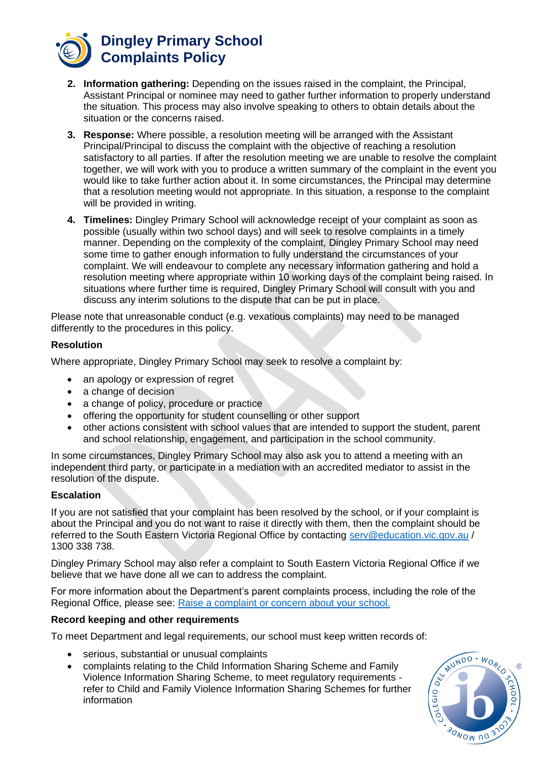2. **Information gathering:** Depending on the issues raised in the complaint, the Principal, Assistant Principal or nominee may need to gather further information to properly understand the situation. This process may also involve speaking to others to obtain details about the situation or the concerns raised.

3. **Response:** Where possible, a resolution meeting will be arranged with the Assistant Principal/Principal to discuss the complaint with the objective of reaching a resolution satisfactory to all parties. If after the resolution meeting we are unable to resolve the complaint together, we will work with you to produce a written summary of the complaint in the event you would like to take further action about it. In some circumstances, the Principal may determine that a resolution meeting would not appropriate. In this situation, a response to the complaint will be provided in writing.

4. **Timelines:** Dingley Primary School will acknowledge receipt of your complaint as soon as possible (usually within two school days) and will seek to resolve complaints in a timely manner. Depending on the complexity of the complaint, Dingley Primary School may need some time to gather enough information to fully understand the circumstances of your complaint. We will endeavour to complete any necessary information gathering and hold a resolution meeting where appropriate within 10 working days of the complaint being raised. In situations where further time is required, Dingley Primary School will consult with you and discuss any interim solutions to the dispute that can be put in place.

Please note that unreasonable conduct (e.g. vexatious complaints) may need to be managed differently to the procedures in this policy.

### Resolution

Where appropriate, Dingley Primary School may seek to resolve a complaint by:

- an apology or expression of regret
- a change of decision
- a change of policy, procedure or practice
- offering the opportunity for student counselling or other support
- other actions consistent with school values that are intended to support the student, parent and school relationship, engagement, and participation in the school community.

In some circumstances, Dingley Primary School may also ask you to attend a meeting with an independent third party, or participate in a mediation with an accredited mediator to assist in the resolution of the dispute.

### Escalation

If you are not satisfied that your complaint has been resolved by the school, or if your complaint is about the Principal and you do not want to raise it directly with them, then the complaint should be referred to the South Eastern Victoria Regional Office by contacting serv@education.vic.gov.au / 1300 338 738.

Dingley Primary School may also refer a complaint to South Eastern Victoria Regional Office if we believe that we have done all we can to address the complaint.

For more information about the Department's parent complaints process, including the role of the Regional Office, please see: Raise a complaint or concern about your school.

### Record keeping and other requirements

To meet Department and legal requirements, our school must keep written records of:

- serious, substantial or unusual complaints
- complaints relating to the Child Information Sharing Scheme and Family Violence Information Sharing Scheme, to meet regulatory requirements - refer to Child and Family Violence Information Sharing Schemes for further information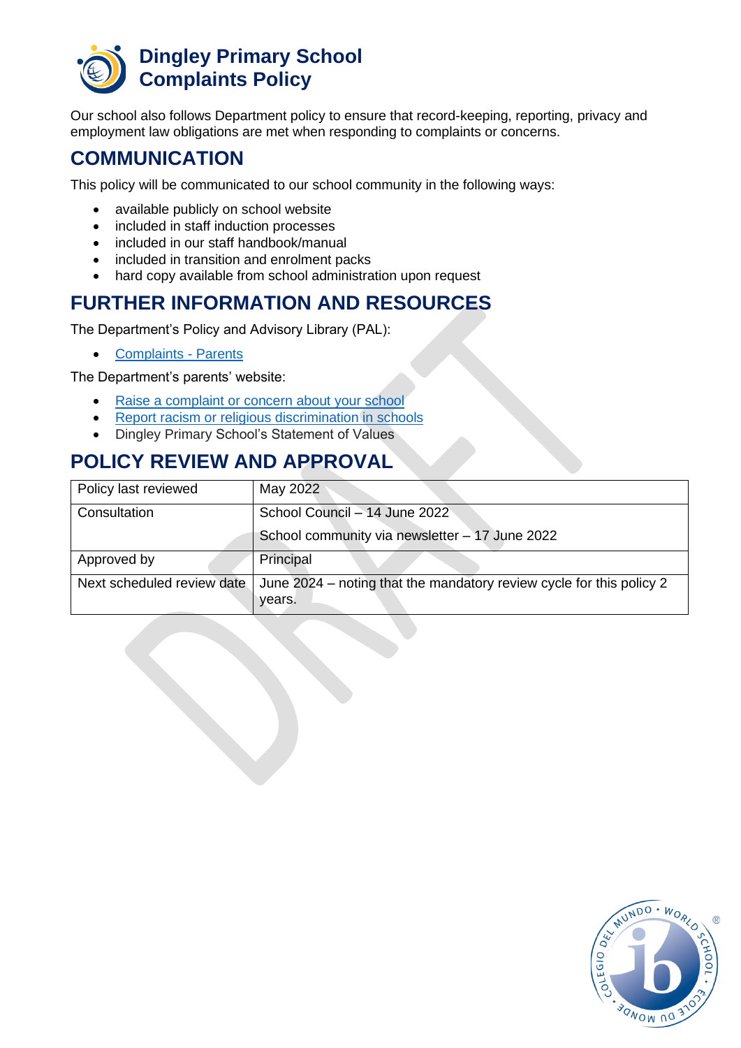Our school also follows Department policy to ensure that record-keeping, reporting, privacy and employment law obligations are met when responding to complaints or concerns.

## COMMUNICATION

This policy will be communicated to our school community in the following ways:

- available publicly on school website
- included in staff induction processes
- included in our staff handbook/manual
- included in transition and enrolment packs
- hard copy available from school administration upon request

## FURTHER INFORMATION AND RESOURCES

The Department's Policy and Advisory Library (PAL):

- Complaints - Parents

The Department's parents' website:

- Raise a complaint or concern about your school
- Report racism or religious discrimination in schools
- Dingley Primary School's Statement of Values

## POLICY REVIEW AND APPROVAL

| Policy last reviewed | May 2022 |
|---|---|
| Consultation | School Council – 14 June 2022<br>School community via newsletter – 17 June 2022 |
| Approved by | Principal |
| Next scheduled review date | June 2024 – noting that the mandatory review cycle for this policy 2 years. |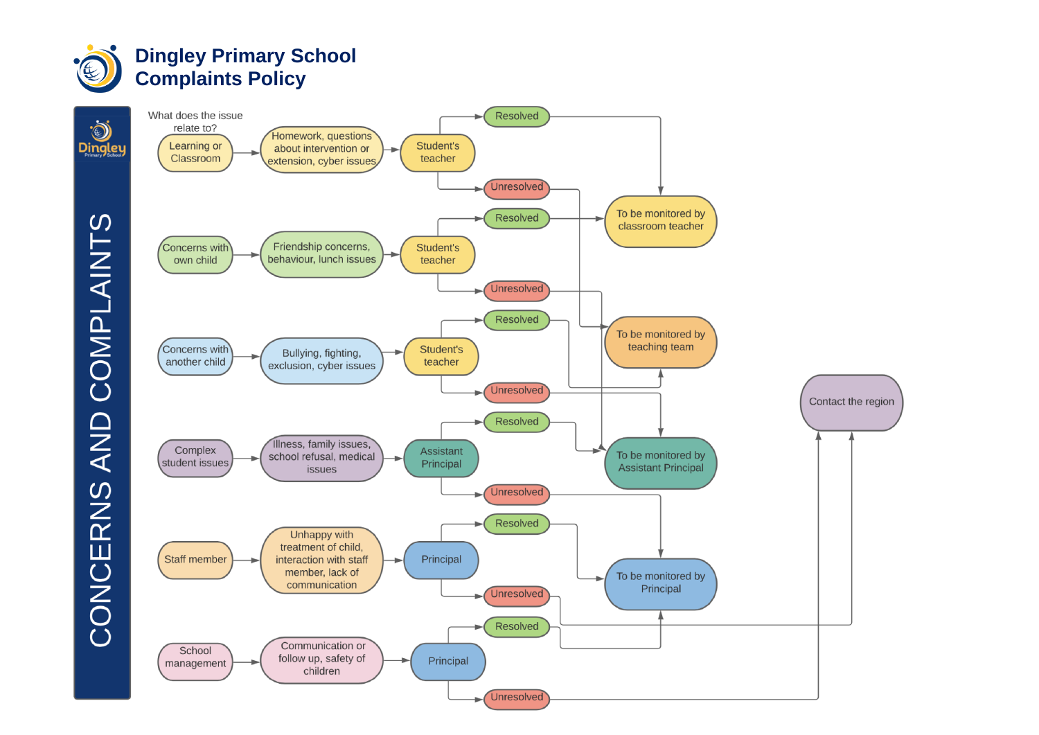# Dingley Primary School
# Complaints Policy

CONCERNS AND COMPLAINTS

What does the issue relate to?

Learning or Classroom

Homework, questions about intervention or extension, cyber issues

Student's teacher

Resolved

Unresolved

Concerns with own child

Friendship concerns, behaviour, lunch issues

Student's teacher

Resolved

Unresolved

To be monitored by classroom teacher

Concerns with another child

Bullying, fighting, exclusion, cyber issues

Student's teacher

Resolved

Unresolved

To be monitored by teaching team

Complex student issues

Illness, family issues, school refusal, medical issues

Assistant Principal

Resolved

Unresolved

To be monitored by Assistant Principal

Staff member

Unhappy with treatment of child, interaction with staff member, lack of communication

Principal

Resolved

Unresolved

To be monitored by Principal

School management

Communication or follow up, safety of children

Principal

Resolved

Unresolved

Contact the region